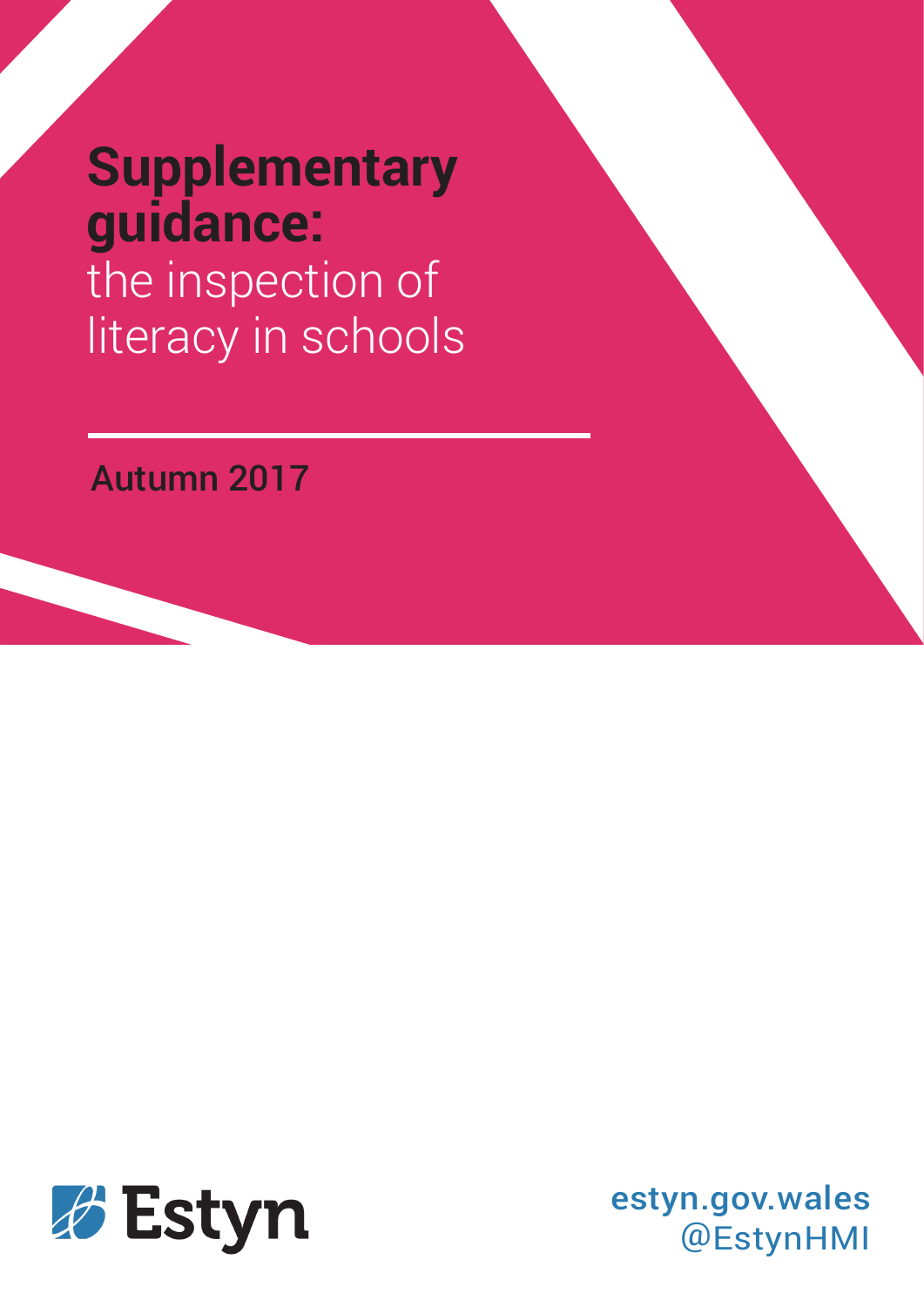# Supplementary guidance:

the inspection of literacy in schools

Autumn 2017

Estyn

estyn.gov.wales
@EstynHMI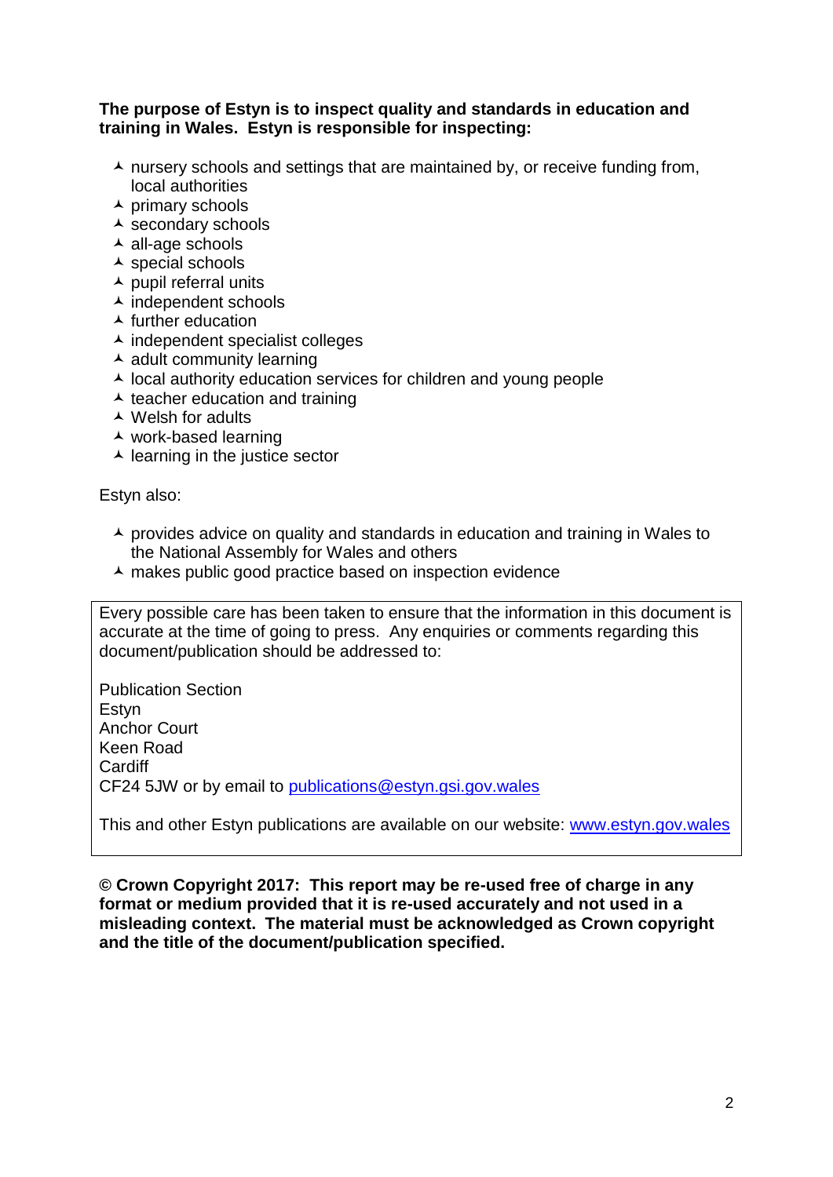**The purpose of Estyn is to inspect quality and standards in education and training in Wales. Estyn is responsible for inspecting:**

- nursery schools and settings that are maintained by, or receive funding from, local authorities
- primary schools
- secondary schools
- all-age schools
- special schools
- pupil referral units
- independent schools
- further education
- independent specialist colleges
- adult community learning
- local authority education services for children and young people
- teacher education and training
- Welsh for adults
- work-based learning
- learning in the justice sector

Estyn also:

- provides advice on quality and standards in education and training in Wales to the National Assembly for Wales and others
- makes public good practice based on inspection evidence

Every possible care has been taken to ensure that the information in this document is accurate at the time of going to press. Any enquiries or comments regarding this document/publication should be addressed to:

Publication Section
Estyn
Anchor Court
Keen Road
Cardiff
CF24 5JW or by email to publications@estyn.gsi.gov.wales

This and other Estyn publications are available on our website: www.estyn.gov.wales

**© Crown Copyright 2017: This report may be re-used free of charge in any format or medium provided that it is re-used accurately and not used in a misleading context. The material must be acknowledged as Crown copyright and the title of the document/publication specified.**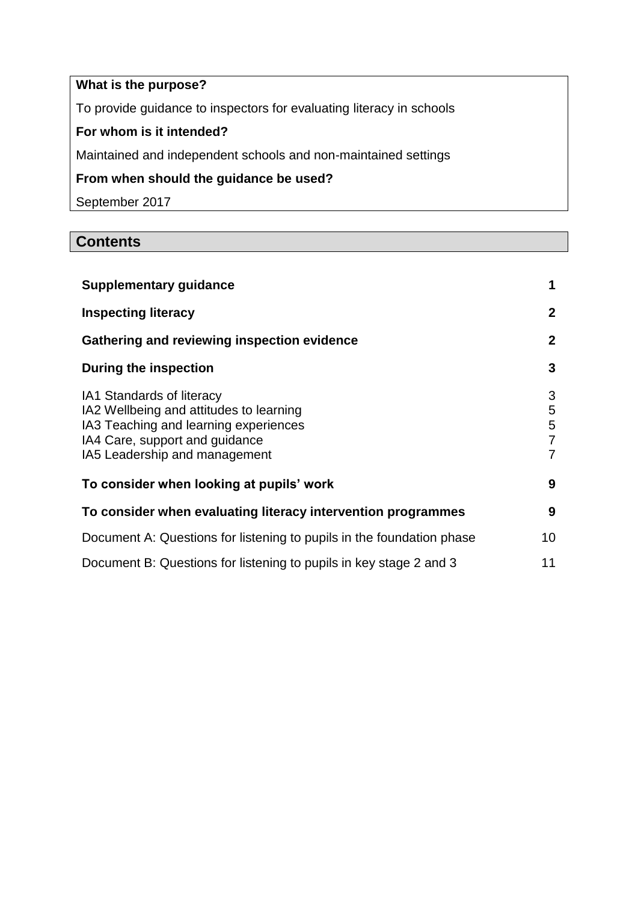**What is the purpose?**

To provide guidance to inspectors for evaluating literacy in schools

**For whom is it intended?**

Maintained and independent schools and non-maintained settings

**From when should the guidance be used?**

September 2017

## Contents

| | |
|---|---|
| **Supplementary guidance** | **1** |
| **Inspecting literacy** | **2** |
| **Gathering and reviewing inspection evidence** | **2** |
| **During the inspection** | **3** |
| IA1 Standards of literacy | 3 |
| IA2 Wellbeing and attitudes to learning | 5 |
| IA3 Teaching and learning experiences | 5 |
| IA4 Care, support and guidance | 7 |
| IA5 Leadership and management | 7 |
| **To consider when looking at pupils' work** | **9** |
| **To consider when evaluating literacy intervention programmes** | **9** |
| Document A: Questions for listening to pupils in the foundation phase | 10 |
| Document B: Questions for listening to pupils in key stage 2 and 3 | 11 |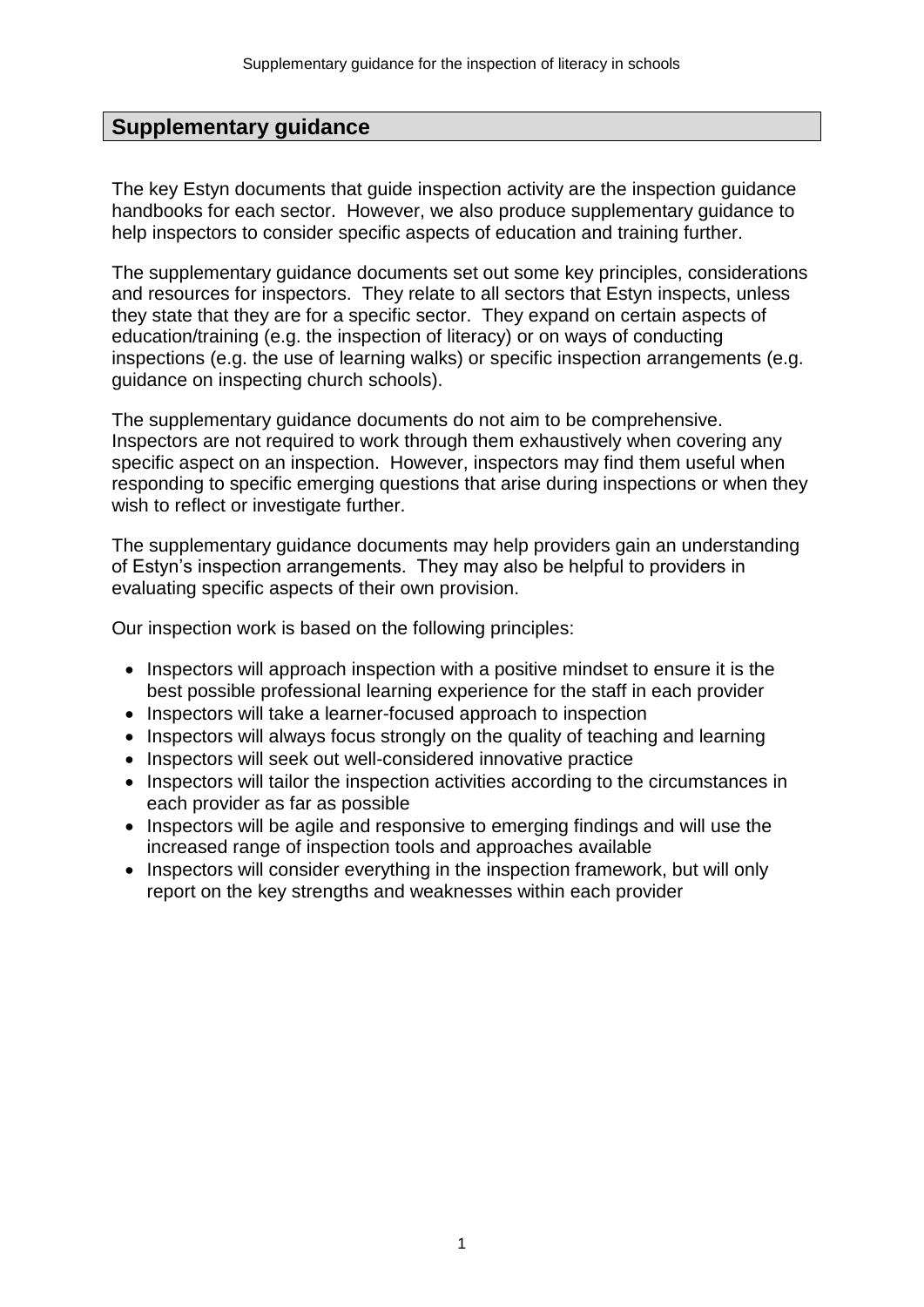## Supplementary guidance

The key Estyn documents that guide inspection activity are the inspection guidance handbooks for each sector. However, we also produce supplementary guidance to help inspectors to consider specific aspects of education and training further.

The supplementary guidance documents set out some key principles, considerations and resources for inspectors. They relate to all sectors that Estyn inspects, unless they state that they are for a specific sector. They expand on certain aspects of education/training (e.g. the inspection of literacy) or on ways of conducting inspections (e.g. the use of learning walks) or specific inspection arrangements (e.g. guidance on inspecting church schools).

The supplementary guidance documents do not aim to be comprehensive. Inspectors are not required to work through them exhaustively when covering any specific aspect on an inspection. However, inspectors may find them useful when responding to specific emerging questions that arise during inspections or when they wish to reflect or investigate further.

The supplementary guidance documents may help providers gain an understanding of Estyn's inspection arrangements. They may also be helpful to providers in evaluating specific aspects of their own provision.

Our inspection work is based on the following principles:

- Inspectors will approach inspection with a positive mindset to ensure it is the best possible professional learning experience for the staff in each provider
- Inspectors will take a learner-focused approach to inspection
- Inspectors will always focus strongly on the quality of teaching and learning
- Inspectors will seek out well-considered innovative practice
- Inspectors will tailor the inspection activities according to the circumstances in each provider as far as possible
- Inspectors will be agile and responsive to emerging findings and will use the increased range of inspection tools and approaches available
- Inspectors will consider everything in the inspection framework, but will only report on the key strengths and weaknesses within each provider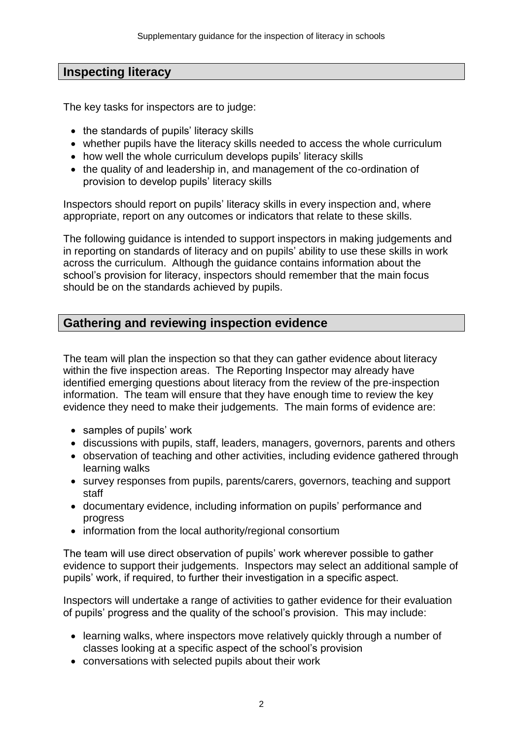## Inspecting literacy

The key tasks for inspectors are to judge:

- the standards of pupils' literacy skills
- whether pupils have the literacy skills needed to access the whole curriculum
- how well the whole curriculum develops pupils' literacy skills
- the quality of and leadership in, and management of the co-ordination of provision to develop pupils' literacy skills

Inspectors should report on pupils' literacy skills in every inspection and, where appropriate, report on any outcomes or indicators that relate to these skills.

The following guidance is intended to support inspectors in making judgements and in reporting on standards of literacy and on pupils' ability to use these skills in work across the curriculum. Although the guidance contains information about the school's provision for literacy, inspectors should remember that the main focus should be on the standards achieved by pupils.

## Gathering and reviewing inspection evidence

The team will plan the inspection so that they can gather evidence about literacy within the five inspection areas. The Reporting Inspector may already have identified emerging questions about literacy from the review of the pre-inspection information. The team will ensure that they have enough time to review the key evidence they need to make their judgements. The main forms of evidence are:

- samples of pupils' work
- discussions with pupils, staff, leaders, managers, governors, parents and others
- observation of teaching and other activities, including evidence gathered through learning walks
- survey responses from pupils, parents/carers, governors, teaching and support staff
- documentary evidence, including information on pupils' performance and progress
- information from the local authority/regional consortium

The team will use direct observation of pupils' work wherever possible to gather evidence to support their judgements. Inspectors may select an additional sample of pupils' work, if required, to further their investigation in a specific aspect.

Inspectors will undertake a range of activities to gather evidence for their evaluation of pupils' progress and the quality of the school's provision. This may include:

- learning walks, where inspectors move relatively quickly through a number of classes looking at a specific aspect of the school's provision
- conversations with selected pupils about their work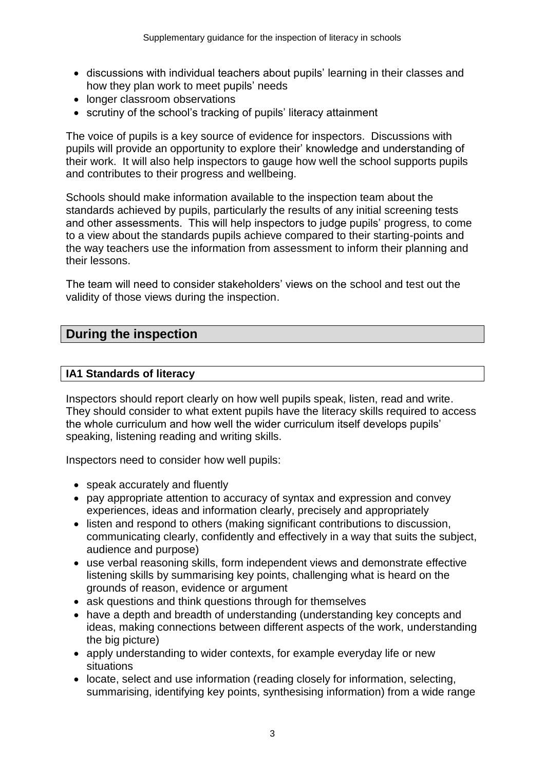- discussions with individual teachers about pupils' learning in their classes and how they plan work to meet pupils' needs
- longer classroom observations
- scrutiny of the school's tracking of pupils' literacy attainment

The voice of pupils is a key source of evidence for inspectors. Discussions with pupils will provide an opportunity to explore their' knowledge and understanding of their work. It will also help inspectors to gauge how well the school supports pupils and contributes to their progress and wellbeing.

Schools should make information available to the inspection team about the standards achieved by pupils, particularly the results of any initial screening tests and other assessments. This will help inspectors to judge pupils' progress, to come to a view about the standards pupils achieve compared to their starting-points and the way teachers use the information from assessment to inform their planning and their lessons.

The team will need to consider stakeholders' views on the school and test out the validity of those views during the inspection.

## During the inspection

### IA1 Standards of literacy

Inspectors should report clearly on how well pupils speak, listen, read and write. They should consider to what extent pupils have the literacy skills required to access the whole curriculum and how well the wider curriculum itself develops pupils' speaking, listening reading and writing skills.

Inspectors need to consider how well pupils:

- speak accurately and fluently
- pay appropriate attention to accuracy of syntax and expression and convey experiences, ideas and information clearly, precisely and appropriately
- listen and respond to others (making significant contributions to discussion, communicating clearly, confidently and effectively in a way that suits the subject, audience and purpose)
- use verbal reasoning skills, form independent views and demonstrate effective listening skills by summarising key points, challenging what is heard on the grounds of reason, evidence or argument
- ask questions and think questions through for themselves
- have a depth and breadth of understanding (understanding key concepts and ideas, making connections between different aspects of the work, understanding the big picture)
- apply understanding to wider contexts, for example everyday life or new situations
- locate, select and use information (reading closely for information, selecting, summarising, identifying key points, synthesising information) from a wide range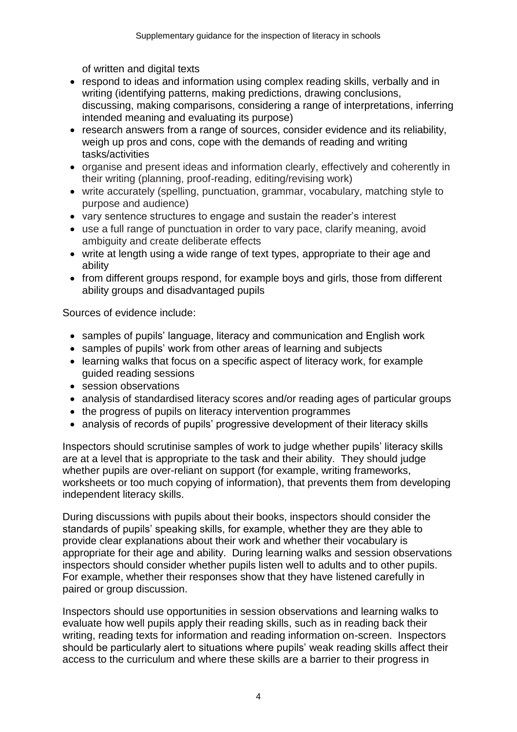of written and digital texts

- respond to ideas and information using complex reading skills, verbally and in writing (identifying patterns, making predictions, drawing conclusions, discussing, making comparisons, considering a range of interpretations, inferring intended meaning and evaluating its purpose)
- research answers from a range of sources, consider evidence and its reliability, weigh up pros and cons, cope with the demands of reading and writing tasks/activities
- organise and present ideas and information clearly, effectively and coherently in their writing (planning, proof-reading, editing/revising work)
- write accurately (spelling, punctuation, grammar, vocabulary, matching style to purpose and audience)
- vary sentence structures to engage and sustain the reader's interest
- use a full range of punctuation in order to vary pace, clarify meaning, avoid ambiguity and create deliberate effects
- write at length using a wide range of text types, appropriate to their age and ability
- from different groups respond, for example boys and girls, those from different ability groups and disadvantaged pupils

Sources of evidence include:

- samples of pupils' language, literacy and communication and English work
- samples of pupils' work from other areas of learning and subjects
- learning walks that focus on a specific aspect of literacy work, for example guided reading sessions
- session observations
- analysis of standardised literacy scores and/or reading ages of particular groups
- the progress of pupils on literacy intervention programmes
- analysis of records of pupils' progressive development of their literacy skills

Inspectors should scrutinise samples of work to judge whether pupils' literacy skills are at a level that is appropriate to the task and their ability. They should judge whether pupils are over-reliant on support (for example, writing frameworks, worksheets or too much copying of information), that prevents them from developing independent literacy skills.

During discussions with pupils about their books, inspectors should consider the standards of pupils' speaking skills, for example, whether they are they able to provide clear explanations about their work and whether their vocabulary is appropriate for their age and ability. During learning walks and session observations inspectors should consider whether pupils listen well to adults and to other pupils. For example, whether their responses show that they have listened carefully in paired or group discussion.

Inspectors should use opportunities in session observations and learning walks to evaluate how well pupils apply their reading skills, such as in reading back their writing, reading texts for information and reading information on-screen. Inspectors should be particularly alert to situations where pupils' weak reading skills affect their access to the curriculum and where these skills are a barrier to their progress in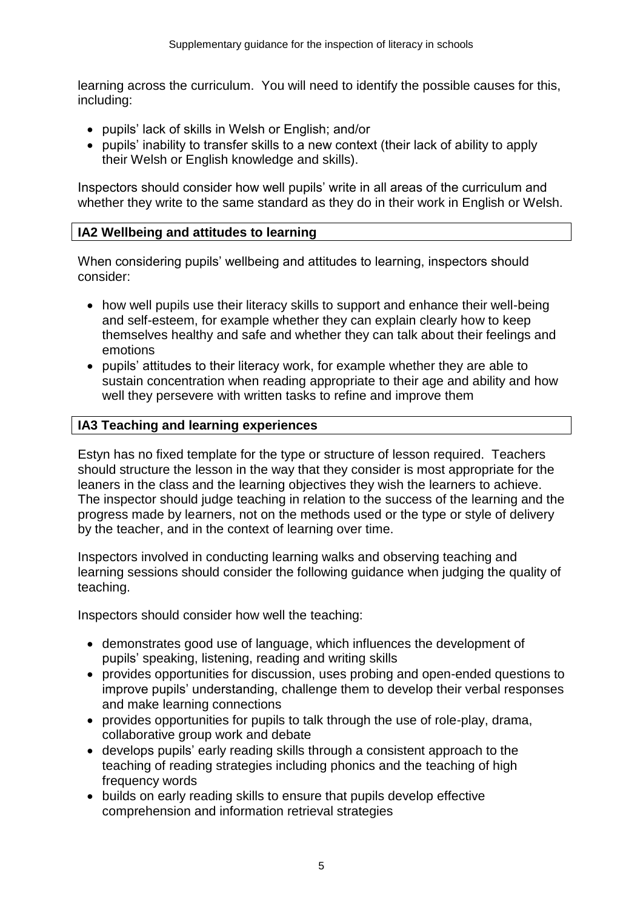learning across the curriculum. You will need to identify the possible causes for this, including:

- pupils' lack of skills in Welsh or English; and/or
- pupils' inability to transfer skills to a new context (their lack of ability to apply their Welsh or English knowledge and skills).

Inspectors should consider how well pupils' write in all areas of the curriculum and whether they write to the same standard as they do in their work in English or Welsh.

**IA2 Wellbeing and attitudes to learning**

When considering pupils' wellbeing and attitudes to learning, inspectors should consider:

- how well pupils use their literacy skills to support and enhance their well-being and self-esteem, for example whether they can explain clearly how to keep themselves healthy and safe and whether they can talk about their feelings and emotions
- pupils' attitudes to their literacy work, for example whether they are able to sustain concentration when reading appropriate to their age and ability and how well they persevere with written tasks to refine and improve them

**IA3 Teaching and learning experiences**

Estyn has no fixed template for the type or structure of lesson required. Teachers should structure the lesson in the way that they consider is most appropriate for the leaners in the class and the learning objectives they wish the learners to achieve. The inspector should judge teaching in relation to the success of the learning and the progress made by learners, not on the methods used or the type or style of delivery by the teacher, and in the context of learning over time.

Inspectors involved in conducting learning walks and observing teaching and learning sessions should consider the following guidance when judging the quality of teaching.

Inspectors should consider how well the teaching:

- demonstrates good use of language, which influences the development of pupils' speaking, listening, reading and writing skills
- provides opportunities for discussion, uses probing and open-ended questions to improve pupils' understanding, challenge them to develop their verbal responses and make learning connections
- provides opportunities for pupils to talk through the use of role-play, drama, collaborative group work and debate
- develops pupils' early reading skills through a consistent approach to the teaching of reading strategies including phonics and the teaching of high frequency words
- builds on early reading skills to ensure that pupils develop effective comprehension and information retrieval strategies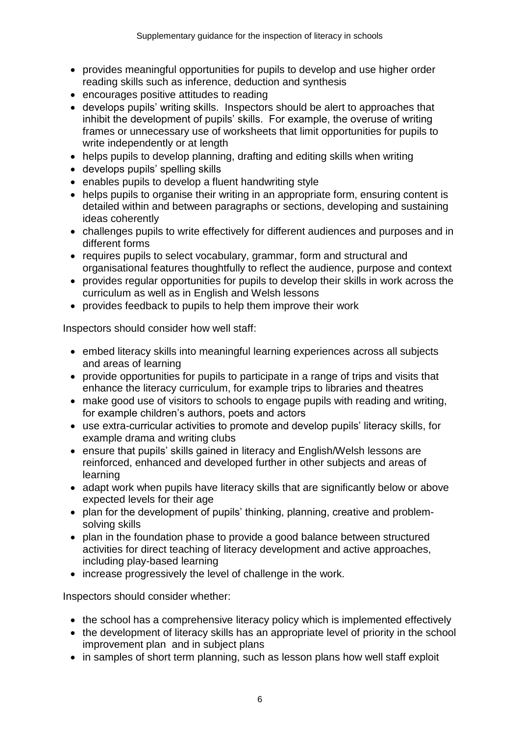- provides meaningful opportunities for pupils to develop and use higher order reading skills such as inference, deduction and synthesis
- encourages positive attitudes to reading
- develops pupils' writing skills. Inspectors should be alert to approaches that inhibit the development of pupils' skills. For example, the overuse of writing frames or unnecessary use of worksheets that limit opportunities for pupils to write independently or at length
- helps pupils to develop planning, drafting and editing skills when writing
- develops pupils' spelling skills
- enables pupils to develop a fluent handwriting style
- helps pupils to organise their writing in an appropriate form, ensuring content is detailed within and between paragraphs or sections, developing and sustaining ideas coherently
- challenges pupils to write effectively for different audiences and purposes and in different forms
- requires pupils to select vocabulary, grammar, form and structural and organisational features thoughtfully to reflect the audience, purpose and context
- provides regular opportunities for pupils to develop their skills in work across the curriculum as well as in English and Welsh lessons
- provides feedback to pupils to help them improve their work

Inspectors should consider how well staff:

- embed literacy skills into meaningful learning experiences across all subjects and areas of learning
- provide opportunities for pupils to participate in a range of trips and visits that enhance the literacy curriculum, for example trips to libraries and theatres
- make good use of visitors to schools to engage pupils with reading and writing, for example children's authors, poets and actors
- use extra-curricular activities to promote and develop pupils' literacy skills, for example drama and writing clubs
- ensure that pupils' skills gained in literacy and English/Welsh lessons are reinforced, enhanced and developed further in other subjects and areas of learning
- adapt work when pupils have literacy skills that are significantly below or above expected levels for their age
- plan for the development of pupils' thinking, planning, creative and problem-solving skills
- plan in the foundation phase to provide a good balance between structured activities for direct teaching of literacy development and active approaches, including play-based learning
- increase progressively the level of challenge in the work.

Inspectors should consider whether:

- the school has a comprehensive literacy policy which is implemented effectively
- the development of literacy skills has an appropriate level of priority in the school improvement plan and in subject plans
- in samples of short term planning, such as lesson plans how well staff exploit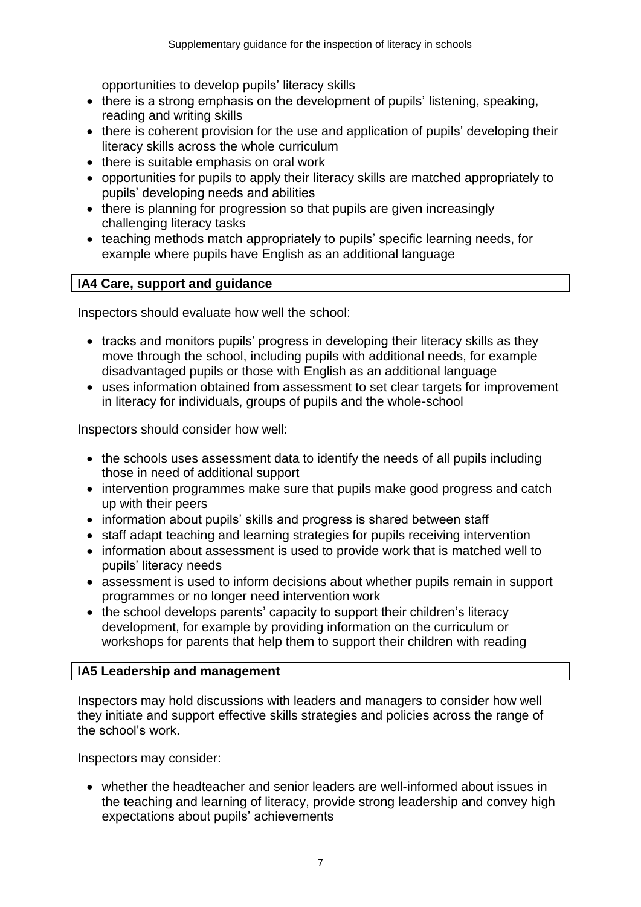opportunities to develop pupils' literacy skills
- there is a strong emphasis on the development of pupils' listening, speaking, reading and writing skills
- there is coherent provision for the use and application of pupils' developing their literacy skills across the whole curriculum
- there is suitable emphasis on oral work
- opportunities for pupils to apply their literacy skills are matched appropriately to pupils' developing needs and abilities
- there is planning for progression so that pupils are given increasingly challenging literacy tasks
- teaching methods match appropriately to pupils' specific learning needs, for example where pupils have English as an additional language

## IA4 Care, support and guidance

Inspectors should evaluate how well the school:

- tracks and monitors pupils' progress in developing their literacy skills as they move through the school, including pupils with additional needs, for example disadvantaged pupils or those with English as an additional language
- uses information obtained from assessment to set clear targets for improvement in literacy for individuals, groups of pupils and the whole-school

Inspectors should consider how well:

- the schools uses assessment data to identify the needs of all pupils including those in need of additional support
- intervention programmes make sure that pupils make good progress and catch up with their peers
- information about pupils' skills and progress is shared between staff
- staff adapt teaching and learning strategies for pupils receiving intervention
- information about assessment is used to provide work that is matched well to pupils' literacy needs
- assessment is used to inform decisions about whether pupils remain in support programmes or no longer need intervention work
- the school develops parents' capacity to support their children's literacy development, for example by providing information on the curriculum or workshops for parents that help them to support their children with reading

## IA5 Leadership and management

Inspectors may hold discussions with leaders and managers to consider how well they initiate and support effective skills strategies and policies across the range of the school's work.

Inspectors may consider:

- whether the headteacher and senior leaders are well-informed about issues in the teaching and learning of literacy, provide strong leadership and convey high expectations about pupils' achievements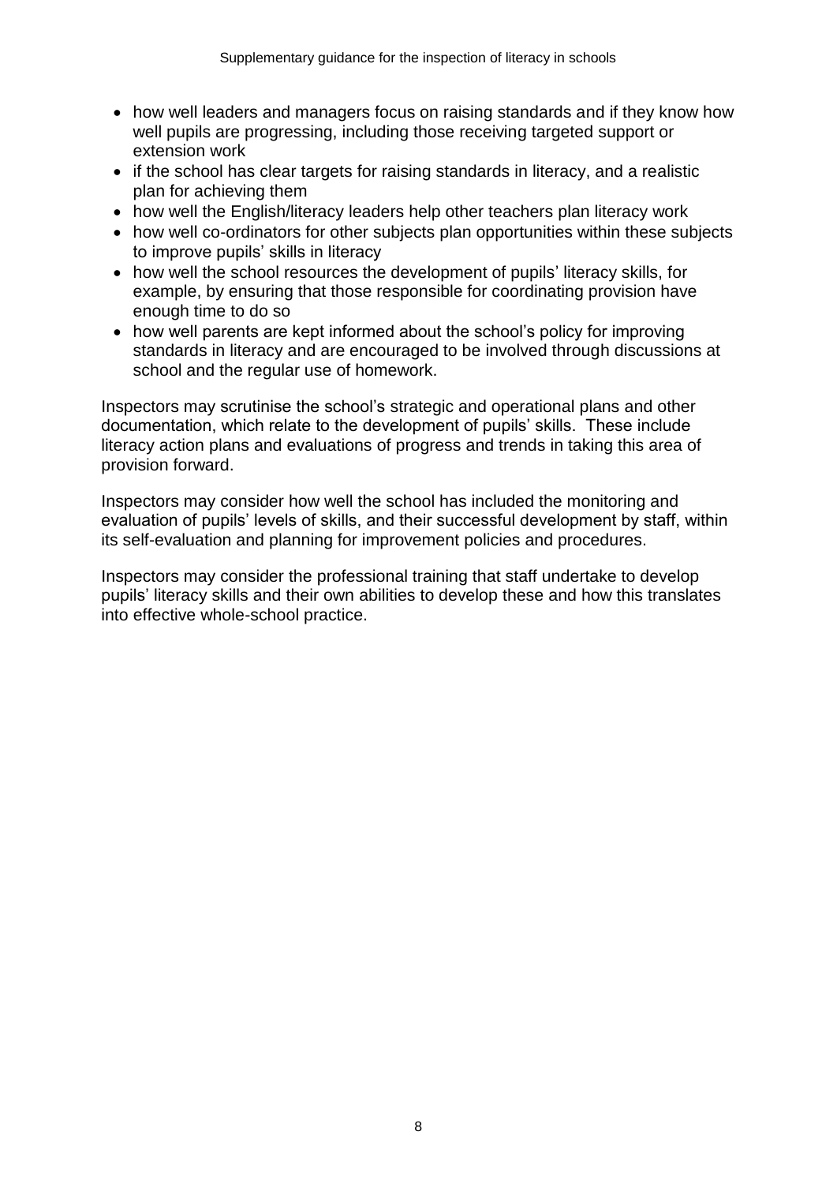- how well leaders and managers focus on raising standards and if they know how well pupils are progressing, including those receiving targeted support or extension work
- if the school has clear targets for raising standards in literacy, and a realistic plan for achieving them
- how well the English/literacy leaders help other teachers plan literacy work
- how well co-ordinators for other subjects plan opportunities within these subjects to improve pupils' skills in literacy
- how well the school resources the development of pupils' literacy skills, for example, by ensuring that those responsible for coordinating provision have enough time to do so
- how well parents are kept informed about the school's policy for improving standards in literacy and are encouraged to be involved through discussions at school and the regular use of homework.

Inspectors may scrutinise the school's strategic and operational plans and other documentation, which relate to the development of pupils' skills. These include literacy action plans and evaluations of progress and trends in taking this area of provision forward.

Inspectors may consider how well the school has included the monitoring and evaluation of pupils' levels of skills, and their successful development by staff, within its self-evaluation and planning for improvement policies and procedures.

Inspectors may consider the professional training that staff undertake to develop pupils' literacy skills and their own abilities to develop these and how this translates into effective whole-school practice.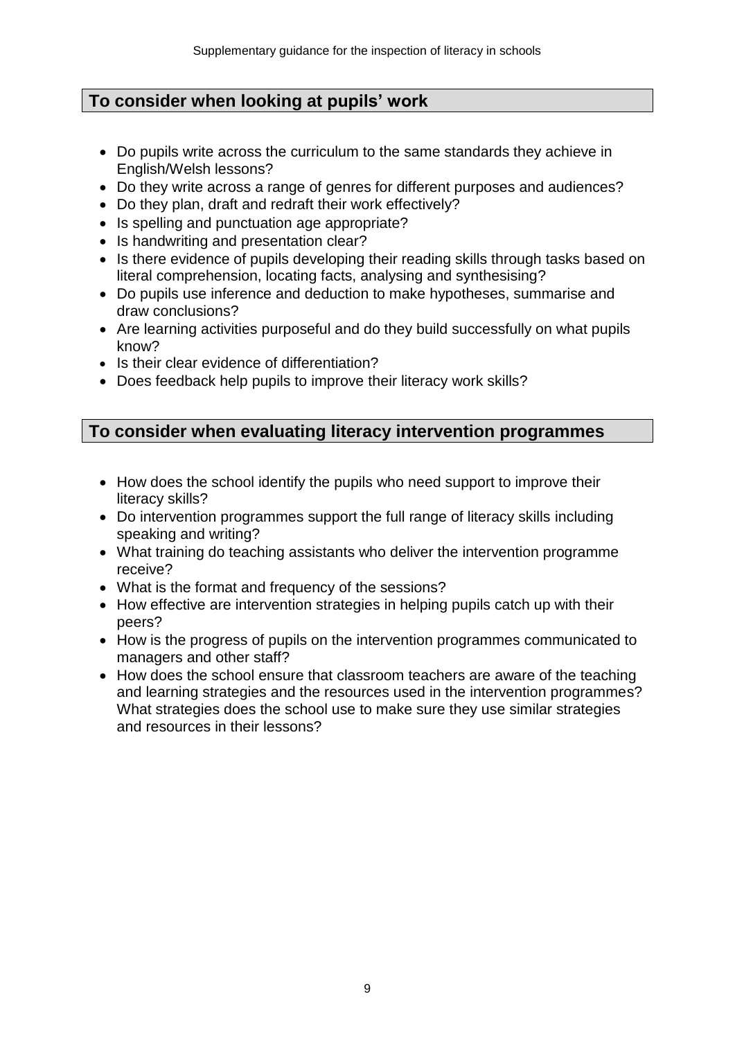## To consider when looking at pupils' work

- Do pupils write across the curriculum to the same standards they achieve in English/Welsh lessons?
- Do they write across a range of genres for different purposes and audiences?
- Do they plan, draft and redraft their work effectively?
- Is spelling and punctuation age appropriate?
- Is handwriting and presentation clear?
- Is there evidence of pupils developing their reading skills through tasks based on literal comprehension, locating facts, analysing and synthesising?
- Do pupils use inference and deduction to make hypotheses, summarise and draw conclusions?
- Are learning activities purposeful and do they build successfully on what pupils know?
- Is their clear evidence of differentiation?
- Does feedback help pupils to improve their literacy work skills?

## To consider when evaluating literacy intervention programmes

- How does the school identify the pupils who need support to improve their literacy skills?
- Do intervention programmes support the full range of literacy skills including speaking and writing?
- What training do teaching assistants who deliver the intervention programme receive?
- What is the format and frequency of the sessions?
- How effective are intervention strategies in helping pupils catch up with their peers?
- How is the progress of pupils on the intervention programmes communicated to managers and other staff?
- How does the school ensure that classroom teachers are aware of the teaching and learning strategies and the resources used in the intervention programmes? What strategies does the school use to make sure they use similar strategies and resources in their lessons?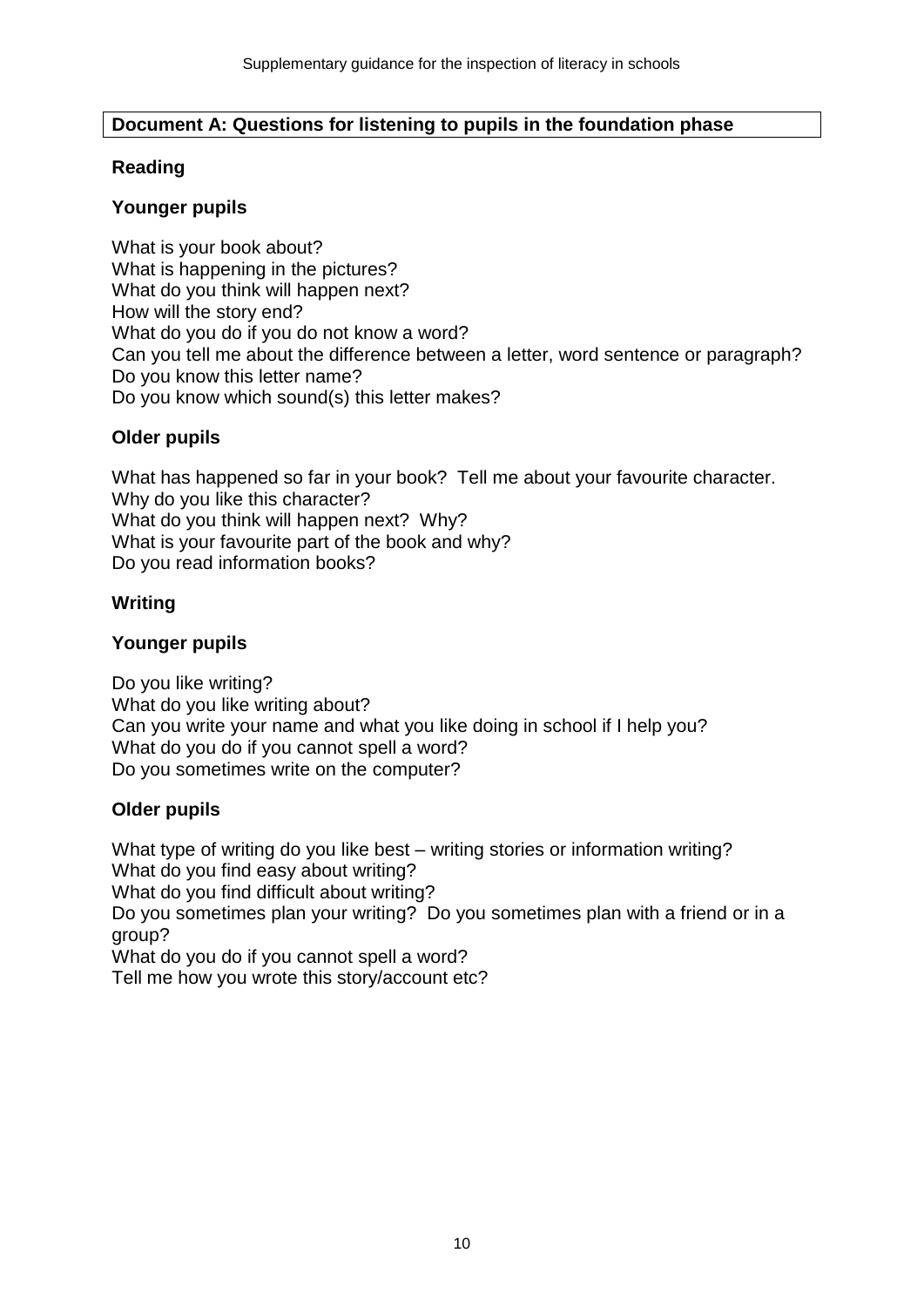## Document A: Questions for listening to pupils in the foundation phase

### Reading

#### Younger pupils

What is your book about?
What is happening in the pictures?
What do you think will happen next?
How will the story end?
What do you do if you do not know a word?
Can you tell me about the difference between a letter, word sentence or paragraph?
Do you know this letter name?
Do you know which sound(s) this letter makes?

#### Older pupils

What has happened so far in your book? Tell me about your favourite character.
Why do you like this character?
What do you think will happen next? Why?
What is your favourite part of the book and why?
Do you read information books?

### Writing

#### Younger pupils

Do you like writing?
What do you like writing about?
Can you write your name and what you like doing in school if I help you?
What do you do if you cannot spell a word?
Do you sometimes write on the computer?

#### Older pupils

What type of writing do you like best – writing stories or information writing?
What do you find easy about writing?
What do you find difficult about writing?
Do you sometimes plan your writing? Do you sometimes plan with a friend or in a group?
What do you do if you cannot spell a word?
Tell me how you wrote this story/account etc?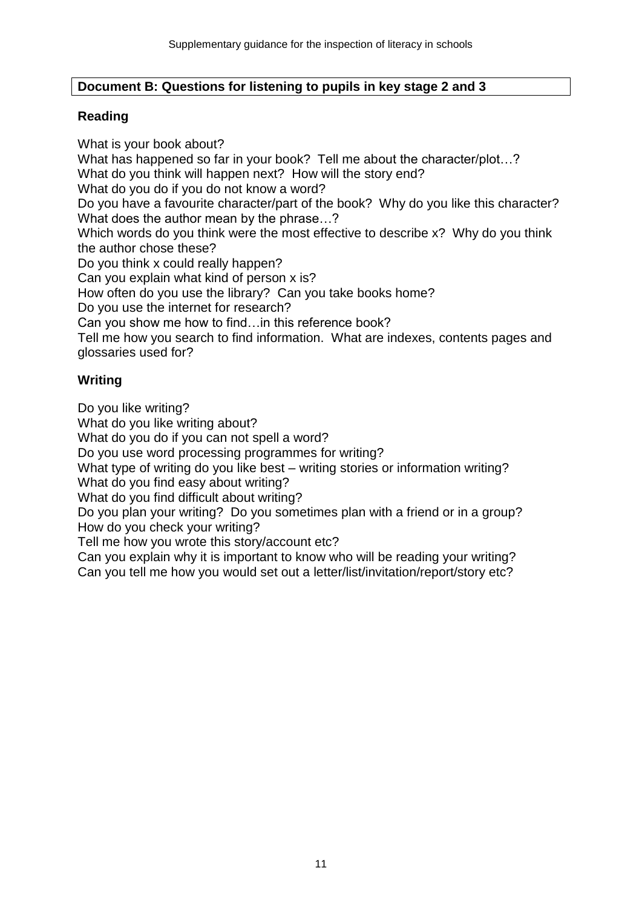## Document B: Questions for listening to pupils in key stage 2 and 3

### Reading

What is your book about?
What has happened so far in your book? Tell me about the character/plot…?
What do you think will happen next? How will the story end?
What do you do if you do not know a word?
Do you have a favourite character/part of the book? Why do you like this character?
What does the author mean by the phrase…?
Which words do you think were the most effective to describe x? Why do you think the author chose these?
Do you think x could really happen?
Can you explain what kind of person x is?
How often do you use the library? Can you take books home?
Do you use the internet for research?
Can you show me how to find…in this reference book?
Tell me how you search to find information. What are indexes, contents pages and glossaries used for?

### Writing

Do you like writing?
What do you like writing about?
What do you do if you can not spell a word?
Do you use word processing programmes for writing?
What type of writing do you like best – writing stories or information writing?
What do you find easy about writing?
What do you find difficult about writing?
Do you plan your writing? Do you sometimes plan with a friend or in a group?
How do you check your writing?
Tell me how you wrote this story/account etc?
Can you explain why it is important to know who will be reading your writing?
Can you tell me how you would set out a letter/list/invitation/report/story etc?